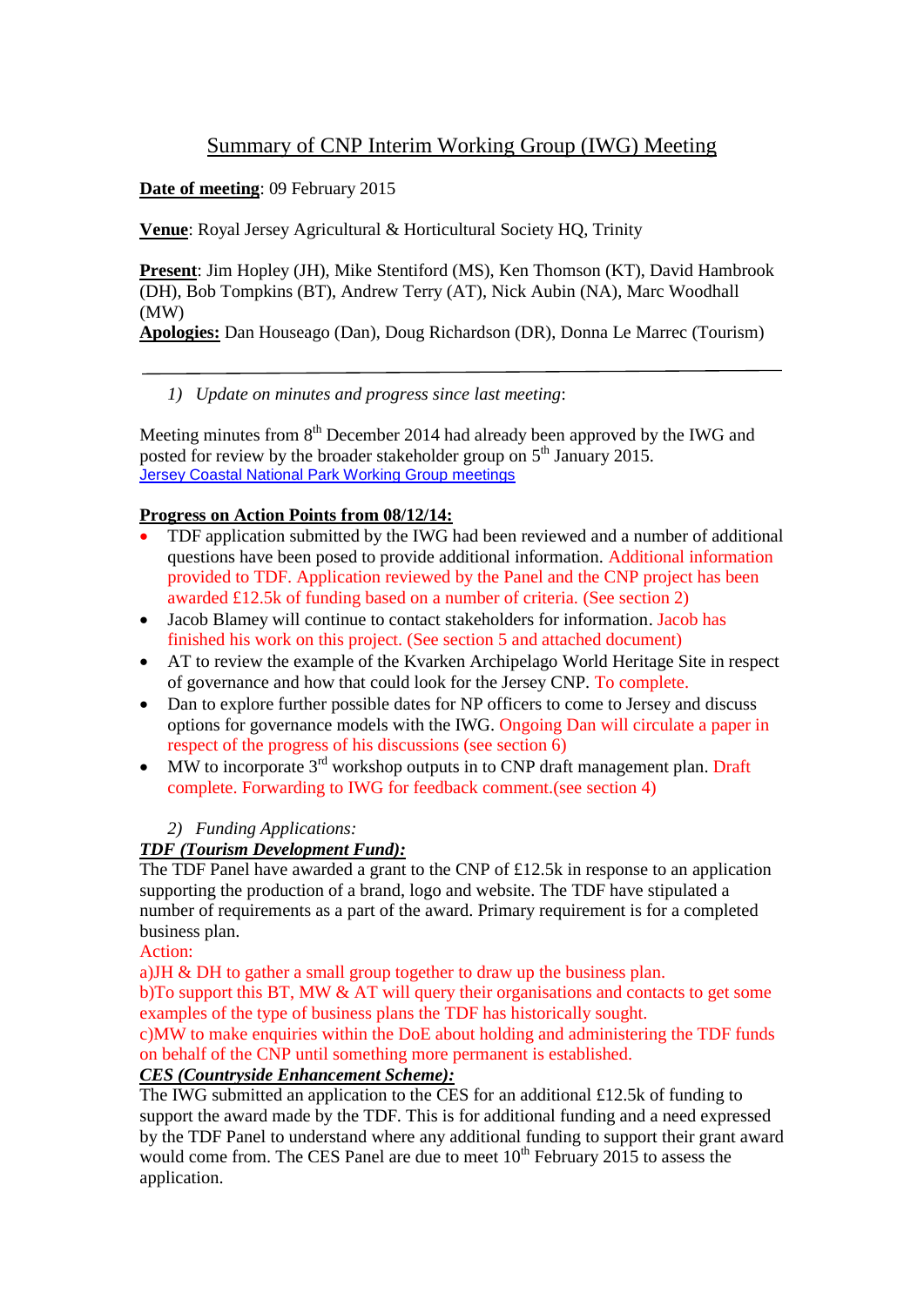# Summary of CNP Interim Working Group (IWG) Meeting

**Date of meeting**: 09 February 2015

**Venue**: Royal Jersey Agricultural & Horticultural Society HQ, Trinity

**Present**: Jim Hopley (JH), Mike Stentiford (MS), Ken Thomson (KT), David Hambrook (DH), Bob Tompkins (BT), Andrew Terry (AT), Nick Aubin (NA), Marc Woodhall (MW)
**Apologies:** Dan Houseago (Dan), Doug Richardson (DR), Donna Le Marrec (Tourism)

---

1) *Update on minutes and progress since last meeting*:

Meeting minutes from 8th December 2014 had already been approved by the IWG and posted for review by the broader stakeholder group on 5th January 2015.
Jersey Coastal National Park Working Group meetings

**Progress on Action Points from 08/12/14:**

- TDF application submitted by the IWG had been reviewed and a number of additional questions have been posed to provide additional information. Additional information provided to TDF. Application reviewed by the Panel and the CNP project has been awarded £12.5k of funding based on a number of criteria. (See section 2)
- Jacob Blamey will continue to contact stakeholders for information. Jacob has finished his work on this project. (See section 5 and attached document)
- AT to review the example of the Kvarken Archipelago World Heritage Site in respect of governance and how that could look for the Jersey CNP. To complete.
- Dan to explore further possible dates for NP officers to come to Jersey and discuss options for governance models with the IWG. Ongoing Dan will circulate a paper in respect of the progress of his discussions (see section 6)
- MW to incorporate 3rd workshop outputs in to CNP draft management plan. Draft complete. Forwarding to IWG for feedback comment.(see section 4)

2) *Funding Applications:*

***TDF (Tourism Development Fund):***
The TDF Panel have awarded a grant to the CNP of £12.5k in response to an application supporting the production of a brand, logo and website. The TDF have stipulated a number of requirements as a part of the award. Primary requirement is for a completed business plan.
Action:
a)JH & DH to gather a small group together to draw up the business plan.
b)To support this BT, MW & AT will query their organisations and contacts to get some examples of the type of business plans the TDF has historically sought.
c)MW to make enquiries within the DoE about holding and administering the TDF funds on behalf of the CNP until something more permanent is established.

***CES (Countryside Enhancement Scheme):***
The IWG submitted an application to the CES for an additional £12.5k of funding to support the award made by the TDF. This is for additional funding and a need expressed by the TDF Panel to understand where any additional funding to support their grant award would come from. The CES Panel are due to meet 10th February 2015 to assess the application.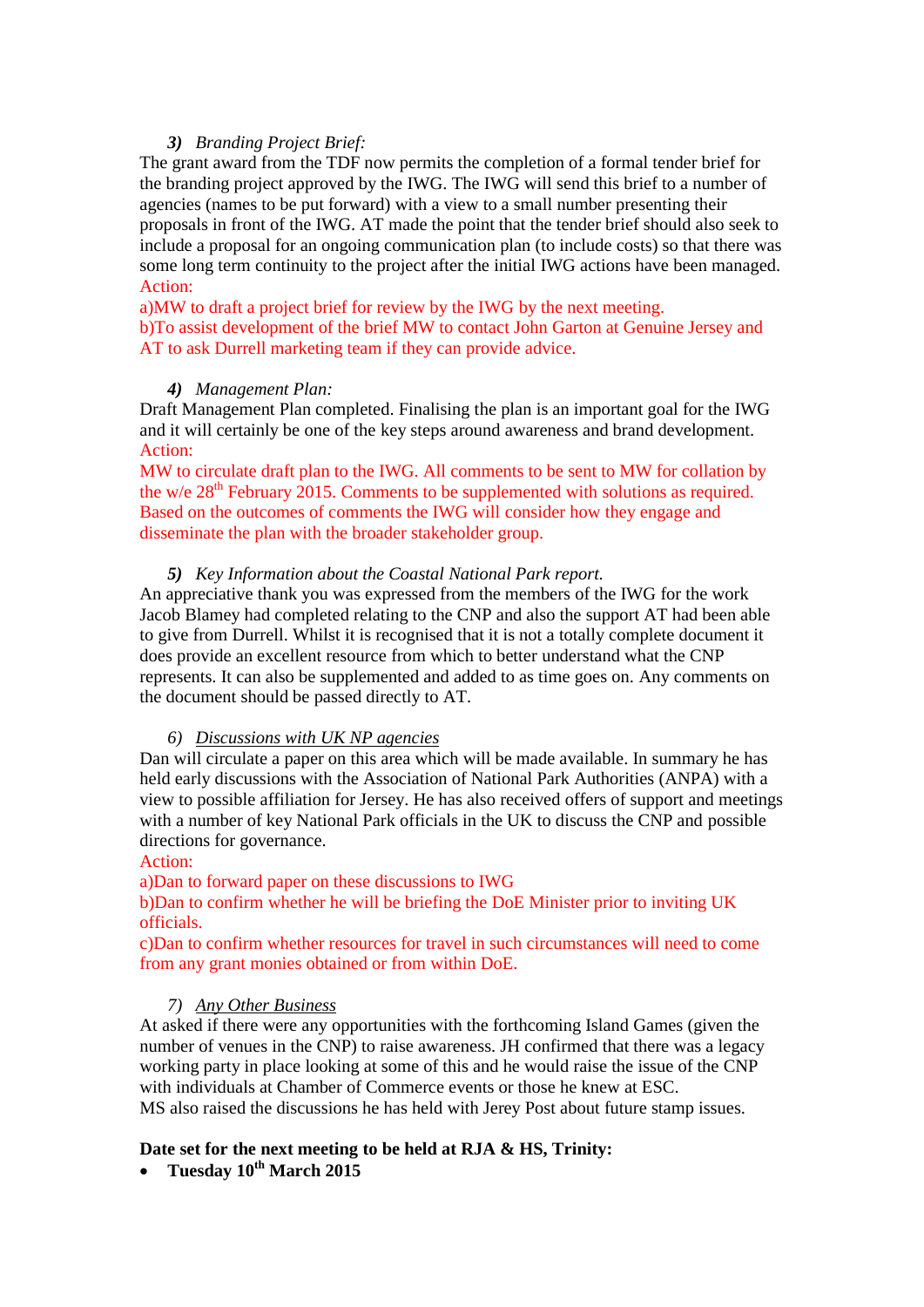3) *Branding Project Brief:*

The grant award from the TDF now permits the completion of a formal tender brief for the branding project approved by the IWG. The IWG will send this brief to a number of agencies (names to be put forward) with a view to a small number presenting their proposals in front of the IWG. AT made the point that the tender brief should also seek to include a proposal for an ongoing communication plan (to include costs) so that there was some long term continuity to the project after the initial IWG actions have been managed.

Action:

a)MW to draft a project brief for review by the IWG by the next meeting.

b)To assist development of the brief MW to contact John Garton at Genuine Jersey and AT to ask Durrell marketing team if they can provide advice.

4) *Management Plan:*

Draft Management Plan completed. Finalising the plan is an important goal for the IWG and it will certainly be one of the key steps around awareness and brand development.

Action:

MW to circulate draft plan to the IWG. All comments to be sent to MW for collation by the w/e 28th February 2015. Comments to be supplemented with solutions as required. Based on the outcomes of comments the IWG will consider how they engage and disseminate the plan with the broader stakeholder group.

5) *Key Information about the Coastal National Park report.*

An appreciative thank you was expressed from the members of the IWG for the work Jacob Blamey had completed relating to the CNP and also the support AT had been able to give from Durrell. Whilst it is recognised that it is not a totally complete document it does provide an excellent resource from which to better understand what the CNP represents. It can also be supplemented and added to as time goes on. Any comments on the document should be passed directly to AT.

6) *Discussions with UK NP agencies*

Dan will circulate a paper on this area which will be made available. In summary he has held early discussions with the Association of National Park Authorities (ANPA) with a view to possible affiliation for Jersey. He has also received offers of support and meetings with a number of key National Park officials in the UK to discuss the CNP and possible directions for governance.

Action:

a)Dan to forward paper on these discussions to IWG

b)Dan to confirm whether he will be briefing the DoE Minister prior to inviting UK officials.

c)Dan to confirm whether resources for travel in such circumstances will need to come from any grant monies obtained or from within DoE.

7) *Any Other Business*

At asked if there were any opportunities with the forthcoming Island Games (given the number of venues in the CNP) to raise awareness. JH confirmed that there was a legacy working party in place looking at some of this and he would raise the issue of the CNP with individuals at Chamber of Commerce events or those he knew at ESC.

MS also raised the discussions he has held with Jerey Post about future stamp issues.

**Date set for the next meeting to be held at RJA & HS, Trinity:**

- **Tuesday 10th March 2015**